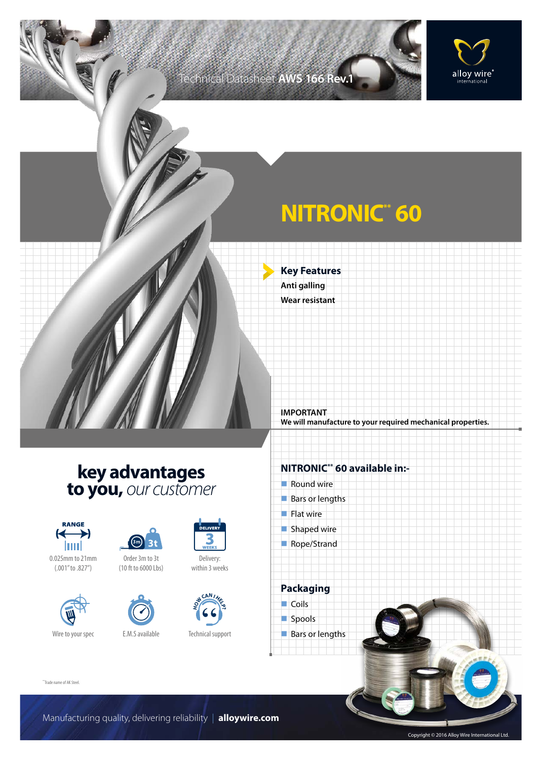Technical Datasheet **AWS 166 Rev.1**

alloy wire® international

# NITRONIC** 60

### Key Features

**Anti galling**

**Wear resistant**

**IMPORTANT**
**We will manufacture to your required mechanical properties.**

## key advantages to you, *our customer*

- RANGE: 0.025mm to 21mm (.001" to .827")
- Order 3m to 3t (10 ft to 6000 Lbs)
- Delivery: within 3 weeks
- Wire to your spec
- E.M.S available
- Technical support

### NITRONIC** 60 available in:-

- Round wire
- Bars or lengths
- Flat wire
- Shaped wire
- Rope/Strand

### Packaging

- Coils
- Spools
- Bars or lengths

**Trade name of AK Steel.

Manufacturing quality, delivering reliability | **alloywire.com**

Copyright © 2016 Alloy Wire International Ltd.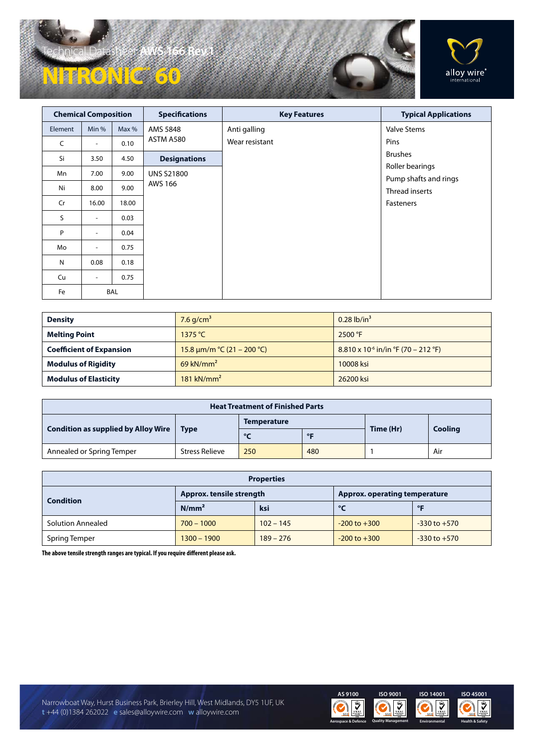Technical Datasheet **AWS 166 Rev 1**

# NITRONIC® 60

| Chemical Composition | | | Specifications | Key Features | Typical Applications |
|---|---|---|---|---|---|
| Element | Min % | Max % | AMS 5848 | Anti galling | Valve Stems |
| C | - | 0.10 | ASTM A580 | Wear resistant | Pins |
| Si | 3.50 | 4.50 | **Designations** | | Brushes |
| Mn | 7.00 | 9.00 | UNS S21800 | | Roller bearings |
| Ni | 8.00 | 9.00 | AWS 166 | | Pump shafts and rings |
| Cr | 16.00 | 18.00 | | | Thread inserts |
| S | - | 0.03 | | | Fasteners |
| P | - | 0.04 | | | |
| Mo | - | 0.75 | | | |
| N | 0.08 | 0.18 | | | |
| Cu | - | 0.75 | | | |
| Fe | BAL | | | | |

| | | |
|---|---|---|
| **Density** | 7.6 g/cm$^3$ | 0.28 lb/in$^3$ |
| **Melting Point** | 1375 °C | 2500 °F |
| **Coefficient of Expansion** | 15.8 µm/m °C (21 – 200 °C) | 8.810 x 10$^{-6}$ in/in °F (70 – 212 °F) |
| **Modulus of Rigidity** | 69 kN/mm$^2$ | 10008 ksi |
| **Modulus of Elasticity** | 181 kN/mm$^2$ | 26200 ksi |

**Heat Treatment of Finished Parts**

| Condition as supplied by Alloy Wire | Type | Temperature | | Time (Hr) | Cooling |
|---|---|---|---|---|---|
| | | °C | °F | | |
| Annealed or Spring Temper | Stress Relieve | 250 | 480 | 1 | Air |

**Properties**

| Condition | Approx. tensile strength | | Approx. operating temperature | |
|---|---|---|---|---|
| | N/mm$^2$ | ksi | °C | °F |
| Solution Annealed | 700 – 1000 | 102 – 145 | -200 to +300 | -330 to +570 |
| Spring Temper | 1300 – 1900 | 189 – 276 | -200 to +300 | -330 to +570 |

**The above tensile strength ranges are typical. If you require different please ask.**